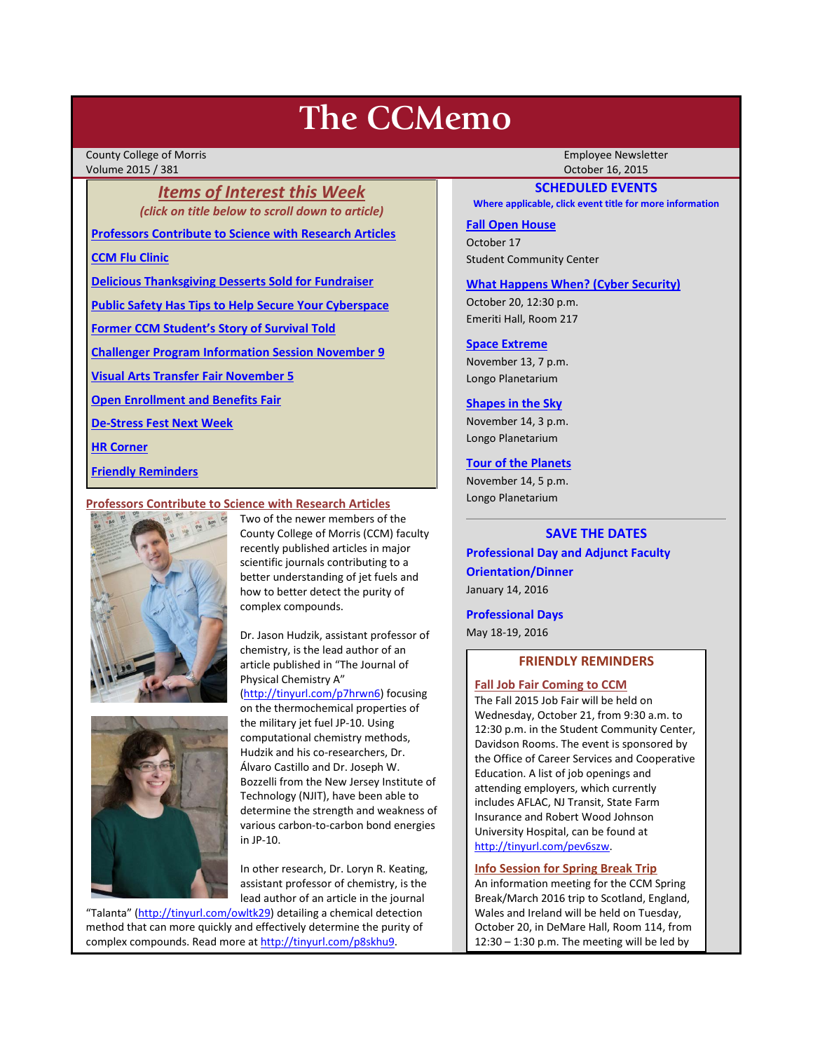# The CCMemo

County College of Morris
Volume 2015 / 381

Employee Newsletter
October 16, 2015

## *Items of Interest this Week*

*(click on title below to scroll down to article)*

**Professors Contribute to Science with Research Articles**

**CCM Flu Clinic**

**Delicious Thanksgiving Desserts Sold for Fundraiser**

**Public Safety Has Tips to Help Secure Your Cyberspace**

**Former CCM Student's Story of Survival Told**

**Challenger Program Information Session November 9**

**Visual Arts Transfer Fair November 5**

**Open Enrollment and Benefits Fair**

**De-Stress Fest Next Week**

**HR Corner**

**Friendly Reminders**

## Professors Contribute to Science with Research Articles

Two of the newer members of the County College of Morris (CCM) faculty recently published articles in major scientific journals contributing to a better understanding of jet fuels and how to better detect the purity of complex compounds.

Dr. Jason Hudzik, assistant professor of chemistry, is the lead author of an article published in "The Journal of Physical Chemistry A" (http://tinyurl.com/p7hrwn6) focusing on the thermochemical properties of the military jet fuel JP-10. Using computational chemistry methods, Hudzik and his co-researchers, Dr. Álvaro Castillo and Dr. Joseph W. Bozzelli from the New Jersey Institute of Technology (NJIT), have been able to determine the strength and weakness of various carbon-to-carbon bond energies in JP-10.

In other research, Dr. Loryn R. Keating, assistant professor of chemistry, is the lead author of an article in the journal "Talanta" (http://tinyurl.com/owltk29) detailing a chemical detection method that can more quickly and effectively determine the purity of complex compounds. Read more at http://tinyurl.com/p8skhu9.

## SCHEDULED EVENTS

**Where applicable, click event title for more information**

**Fall Open House**
October 17
Student Community Center

**What Happens When? (Cyber Security)**
October 20, 12:30 p.m.
Emeriti Hall, Room 217

**Space Extreme**
November 13, 7 p.m.
Longo Planetarium

**Shapes in the Sky**
November 14, 3 p.m.
Longo Planetarium

**Tour of the Planets**
November 14, 5 p.m.
Longo Planetarium

## SAVE THE DATES

**Professional Day and Adjunct Faculty Orientation/Dinner**
January 14, 2016

**Professional Days**
May 18-19, 2016

## FRIENDLY REMINDERS

**Fall Job Fair Coming to CCM**

The Fall 2015 Job Fair will be held on Wednesday, October 21, from 9:30 a.m. to 12:30 p.m. in the Student Community Center, Davidson Rooms. The event is sponsored by the Office of Career Services and Cooperative Education. A list of job openings and attending employers, which currently includes AFLAC, NJ Transit, State Farm Insurance and Robert Wood Johnson University Hospital, can be found at http://tinyurl.com/pev6szw.

**Info Session for Spring Break Trip**

An information meeting for the CCM Spring Break/March 2016 trip to Scotland, England, Wales and Ireland will be held on Tuesday, October 20, in DeMare Hall, Room 114, from 12:30 – 1:30 p.m. The meeting will be led by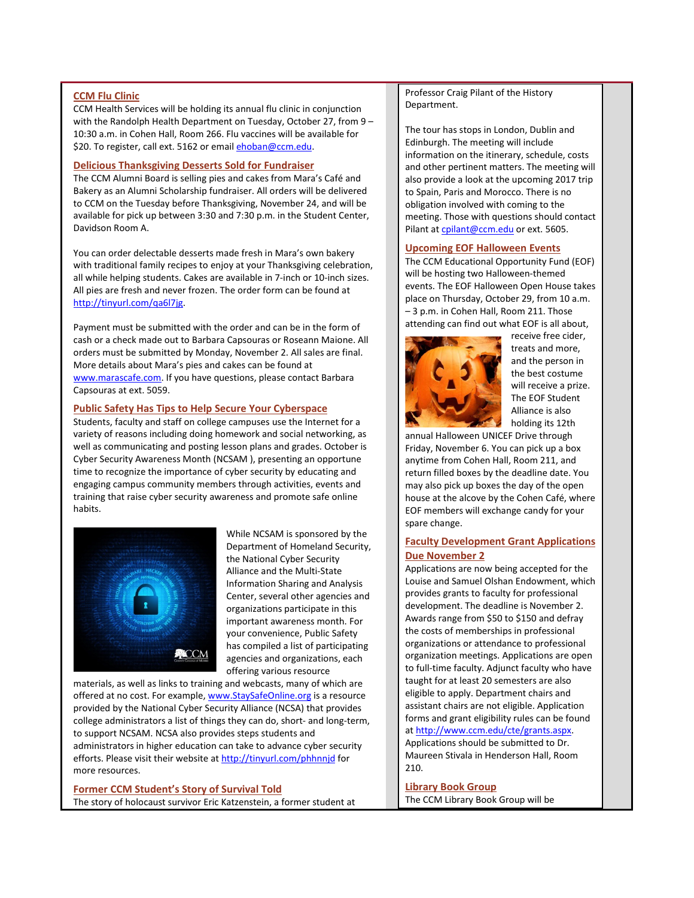## CCM Flu Clinic

CCM Health Services will be holding its annual flu clinic in conjunction with the Randolph Health Department on Tuesday, October 27, from 9 – 10:30 a.m. in Cohen Hall, Room 266. Flu vaccines will be available for $20. To register, call ext. 5162 or email ehoban@ccm.edu.

## Delicious Thanksgiving Desserts Sold for Fundraiser

The CCM Alumni Board is selling pies and cakes from Mara's Café and Bakery as an Alumni Scholarship fundraiser. All orders will be delivered to CCM on the Tuesday before Thanksgiving, November 24, and will be available for pick up between 3:30 and 7:30 p.m. in the Student Center, Davidson Room A.

You can order delectable desserts made fresh in Mara's own bakery with traditional family recipes to enjoy at your Thanksgiving celebration, all while helping students. Cakes are available in 7-inch or 10-inch sizes. All pies are fresh and never frozen. The order form can be found at http://tinyurl.com/qa6l7jg.

Payment must be submitted with the order and can be in the form of cash or a check made out to Barbara Capsouras or Roseann Maione. All orders must be submitted by Monday, November 2. All sales are final. More details about Mara's pies and cakes can be found at www.marascafe.com. If you have questions, please contact Barbara Capsouras at ext. 5059.

## Public Safety Has Tips to Help Secure Your Cyberspace

Students, faculty and staff on college campuses use the Internet for a variety of reasons including doing homework and social networking, as well as communicating and posting lesson plans and grades. October is Cyber Security Awareness Month (NCSAM ), presenting an opportune time to recognize the importance of cyber security by educating and engaging campus community members through activities, events and training that raise cyber security awareness and promote safe online habits.

While NCSAM is sponsored by the Department of Homeland Security, the National Cyber Security Alliance and the Multi-State Information Sharing and Analysis Center, several other agencies and organizations participate in this important awareness month. For your convenience, Public Safety has compiled a list of participating agencies and organizations, each offering various resource materials, as well as links to training and webcasts, many of which are offered at no cost. For example, www.StaySafeOnline.org is a resource provided by the National Cyber Security Alliance (NCSA) that provides college administrators a list of things they can do, short- and long-term, to support NCSAM. NCSA also provides steps students and administrators in higher education can take to advance cyber security efforts. Please visit their website at http://tinyurl.com/phhnnjd for more resources.

## Former CCM Student's Story of Survival Told

The story of holocaust survivor Eric Katzenstein, a former student at

Professor Craig Pilant of the History Department.

The tour has stops in London, Dublin and Edinburgh. The meeting will include information on the itinerary, schedule, costs and other pertinent matters. The meeting will also provide a look at the upcoming 2017 trip to Spain, Paris and Morocco. There is no obligation involved with coming to the meeting. Those with questions should contact Pilant at cpilant@ccm.edu or ext. 5605.

## Upcoming EOF Halloween Events

The CCM Educational Opportunity Fund (EOF) will be hosting two Halloween-themed events. The EOF Halloween Open House takes place on Thursday, October 29, from 10 a.m. – 3 p.m. in Cohen Hall, Room 211. Those attending can find out what EOF is all about, receive free cider, treats and more, and the person in the best costume will receive a prize. The EOF Student Alliance is also holding its 12th annual Halloween UNICEF Drive through Friday, November 6. You can pick up a box anytime from Cohen Hall, Room 211, and return filled boxes by the deadline date. You may also pick up boxes the day of the open house at the alcove by the Cohen Café, where EOF members will exchange candy for your spare change.

## Faculty Development Grant Applications Due November 2

Applications are now being accepted for the Louise and Samuel Olshan Endowment, which provides grants to faculty for professional development. The deadline is November 2. Awards range from $50 to $150 and defray the costs of memberships in professional organizations or attendance to professional organization meetings. Applications are open to full-time faculty. Adjunct faculty who have taught for at least 20 semesters are also eligible to apply. Department chairs and assistant chairs are not eligible. Application forms and grant eligibility rules can be found at http://www.ccm.edu/cte/grants.aspx. Applications should be submitted to Dr. Maureen Stivala in Henderson Hall, Room 210.

## Library Book Group

The CCM Library Book Group will be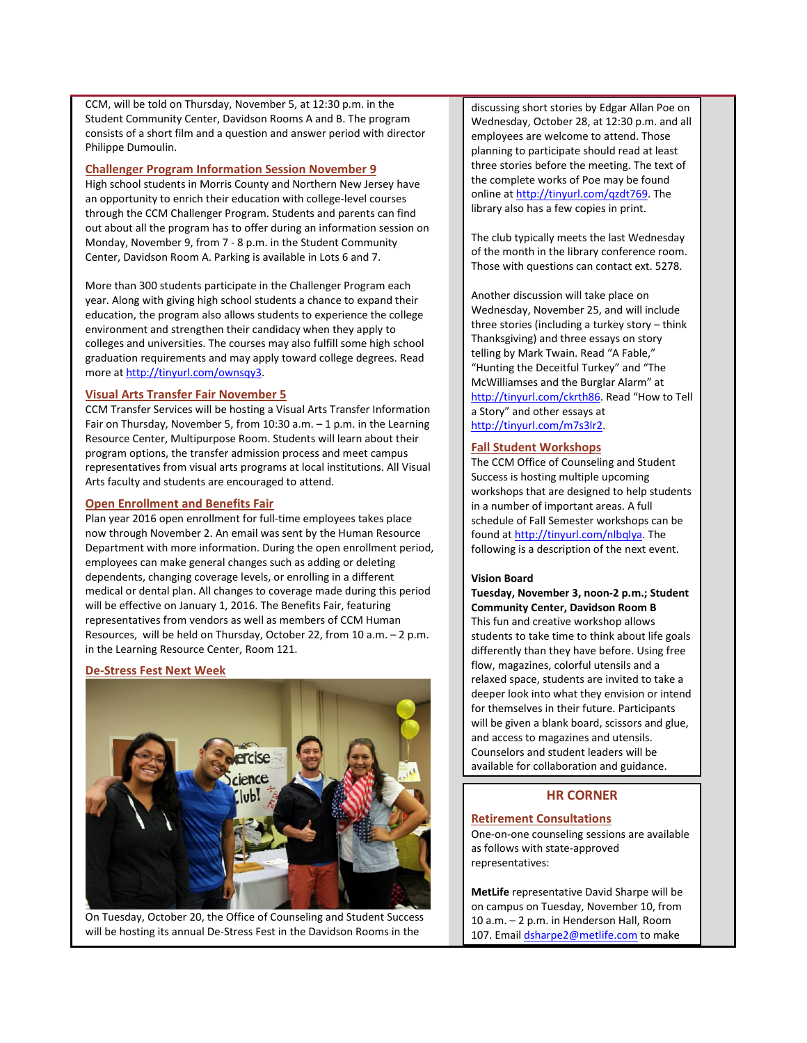CCM, will be told on Thursday, November 5, at 12:30 p.m. in the Student Community Center, Davidson Rooms A and B. The program consists of a short film and a question and answer period with director Philippe Dumoulin.

### Challenger Program Information Session November 9

High school students in Morris County and Northern New Jersey have an opportunity to enrich their education with college-level courses through the CCM Challenger Program. Students and parents can find out about all the program has to offer during an information session on Monday, November 9, from 7 - 8 p.m. in the Student Community Center, Davidson Room A. Parking is available in Lots 6 and 7.

More than 300 students participate in the Challenger Program each year. Along with giving high school students a chance to expand their education, the program also allows students to experience the college environment and strengthen their candidacy when they apply to colleges and universities. The courses may also fulfill some high school graduation requirements and may apply toward college degrees. Read more at http://tinyurl.com/ownsqy3.

### Visual Arts Transfer Fair November 5

CCM Transfer Services will be hosting a Visual Arts Transfer Information Fair on Thursday, November 5, from 10:30 a.m. – 1 p.m. in the Learning Resource Center, Multipurpose Room. Students will learn about their program options, the transfer admission process and meet campus representatives from visual arts programs at local institutions. All Visual Arts faculty and students are encouraged to attend.

### Open Enrollment and Benefits Fair

Plan year 2016 open enrollment for full-time employees takes place now through November 2. An email was sent by the Human Resource Department with more information. During the open enrollment period, employees can make general changes such as adding or deleting dependents, changing coverage levels, or enrolling in a different medical or dental plan. All changes to coverage made during this period will be effective on January 1, 2016. The Benefits Fair, featuring representatives from vendors as well as members of CCM Human Resources, will be held on Thursday, October 22, from 10 a.m. – 2 p.m. in the Learning Resource Center, Room 121.

### De-Stress Fest Next Week

On Tuesday, October 20, the Office of Counseling and Student Success will be hosting its annual De-Stress Fest in the Davidson Rooms in the

discussing short stories by Edgar Allan Poe on Wednesday, October 28, at 12:30 p.m. and all employees are welcome to attend. Those planning to participate should read at least three stories before the meeting. The text of the complete works of Poe may be found online at http://tinyurl.com/qzdt769. The library also has a few copies in print.

The club typically meets the last Wednesday of the month in the library conference room. Those with questions can contact ext. 5278.

Another discussion will take place on Wednesday, November 25, and will include three stories (including a turkey story – think Thanksgiving) and three essays on story telling by Mark Twain. Read "A Fable," "Hunting the Deceitful Turkey" and "The McWilliamses and the Burglar Alarm" at http://tinyurl.com/ckrth86. Read "How to Tell a Story" and other essays at http://tinyurl.com/m7s3lr2.

### Fall Student Workshops

The CCM Office of Counseling and Student Success is hosting multiple upcoming workshops that are designed to help students in a number of important areas. A full schedule of Fall Semester workshops can be found at http://tinyurl.com/nlbqlya. The following is a description of the next event.

**Vision Board**

**Tuesday, November 3, noon-2 p.m.; Student Community Center, Davidson Room B**

This fun and creative workshop allows students to take time to think about life goals differently than they have before. Using free flow, magazines, colorful utensils and a relaxed space, students are invited to take a deeper look into what they envision or intend for themselves in their future. Participants will be given a blank board, scissors and glue, and access to magazines and utensils. Counselors and student leaders will be available for collaboration and guidance.

## HR CORNER

### Retirement Consultations

One-on-one counseling sessions are available as follows with state-approved representatives:

**MetLife** representative David Sharpe will be on campus on Tuesday, November 10, from 10 a.m. – 2 p.m. in Henderson Hall, Room 107. Email dsharpe2@metlife.com to make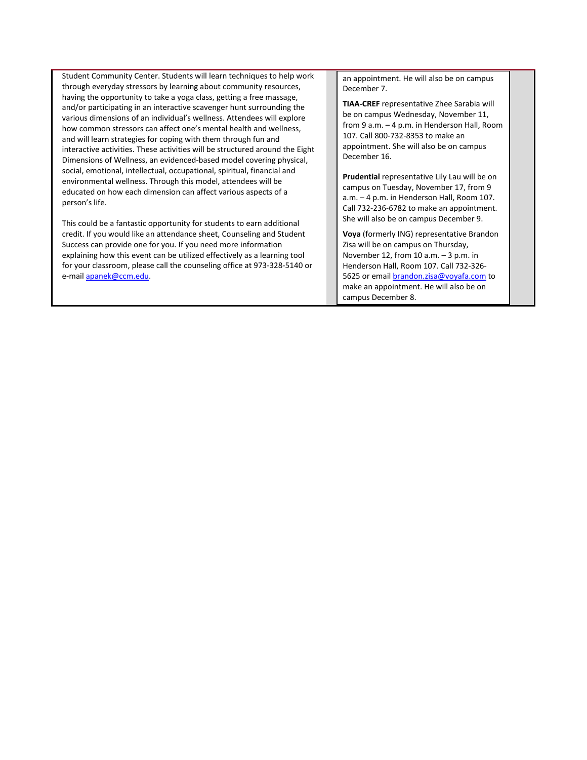Student Community Center. Students will learn techniques to help work through everyday stressors by learning about community resources, having the opportunity to take a yoga class, getting a free massage, and/or participating in an interactive scavenger hunt surrounding the various dimensions of an individual's wellness. Attendees will explore how common stressors can affect one's mental health and wellness, and will learn strategies for coping with them through fun and interactive activities. These activities will be structured around the Eight Dimensions of Wellness, an evidenced-based model covering physical, social, emotional, intellectual, occupational, spiritual, financial and environmental wellness. Through this model, attendees will be educated on how each dimension can affect various aspects of a person's life.

This could be a fantastic opportunity for students to earn additional credit. If you would like an attendance sheet, Counseling and Student Success can provide one for you. If you need more information explaining how this event can be utilized effectively as a learning tool for your classroom, please call the counseling office at 973-328-5140 or e-mail [apanek@ccm.edu](mailto:apanek@ccm.edu).

an appointment. He will also be on campus December 7.

**TIAA-CREF** representative Zhee Sarabia will be on campus Wednesday, November 11, from 9 a.m. – 4 p.m. in Henderson Hall, Room 107. Call 800-732-8353 to make an appointment. She will also be on campus December 16.

**Prudential** representative Lily Lau will be on campus on Tuesday, November 17, from 9 a.m. – 4 p.m. in Henderson Hall, Room 107. Call 732-236-6782 to make an appointment. She will also be on campus December 9.

**Voya** (formerly ING) representative Brandon Zisa will be on campus on Thursday, November 12, from 10 a.m. – 3 p.m. in Henderson Hall, Room 107. Call 732-326-5625 or email [brandon.zisa@voyafa.com](mailto:brandon.zisa@voyafa.com) to make an appointment. He will also be on campus December 8.